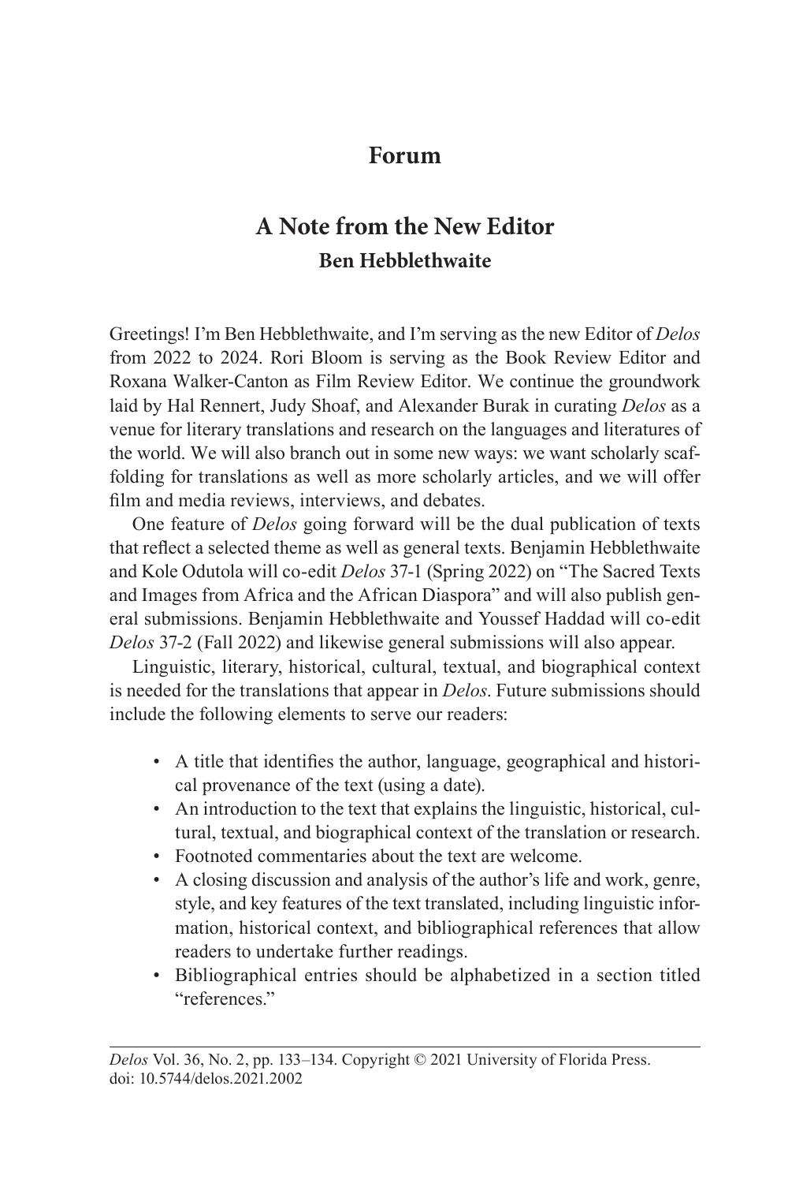# Forum

## A Note from the New Editor

**Ben Hebblethwaite**

Greetings! I'm Ben Hebblethwaite, and I'm serving as the new Editor of *Delos* from 2022 to 2024. Rori Bloom is serving as the Book Review Editor and Roxana Walker-Canton as Film Review Editor. We continue the groundwork laid by Hal Rennert, Judy Shoaf, and Alexander Burak in curating *Delos* as a venue for literary translations and research on the languages and literatures of the world. We will also branch out in some new ways: we want scholarly scaffolding for translations as well as more scholarly articles, and we will offer film and media reviews, interviews, and debates.

One feature of *Delos* going forward will be the dual publication of texts that reflect a selected theme as well as general texts. Benjamin Hebblethwaite and Kole Odutola will co-edit *Delos* 37-1 (Spring 2022) on "The Sacred Texts and Images from Africa and the African Diaspora" and will also publish general submissions. Benjamin Hebblethwaite and Youssef Haddad will co-edit *Delos* 37-2 (Fall 2022) and likewise general submissions will also appear.

Linguistic, literary, historical, cultural, textual, and biographical context is needed for the translations that appear in *Delos*. Future submissions should include the following elements to serve our readers:

- A title that identifies the author, language, geographical and historical provenance of the text (using a date).
- An introduction to the text that explains the linguistic, historical, cultural, textual, and biographical context of the translation or research.
- Footnoted commentaries about the text are welcome.
- A closing discussion and analysis of the author's life and work, genre, style, and key features of the text translated, including linguistic information, historical context, and bibliographical references that allow readers to undertake further readings.
- Bibliographical entries should be alphabetized in a section titled "references."

*Delos* Vol. 36, No. 2, pp. 133–134. Copyright © 2021 University of Florida Press.
doi: 10.5744/delos.2021.2002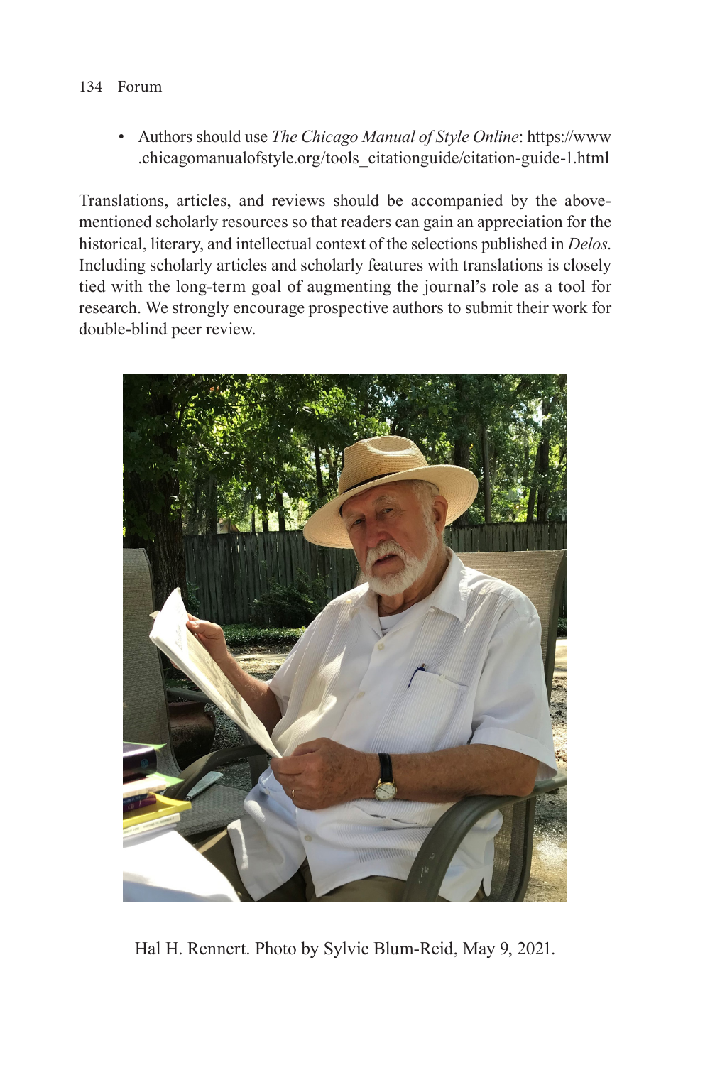- Authors should use *The Chicago Manual of Style Online*: https://www.chicagomanualofstyle.org/tools_citationguide/citation-guide-1.html

Translations, articles, and reviews should be accompanied by the above-mentioned scholarly resources so that readers can gain an appreciation for the historical, literary, and intellectual context of the selections published in *Delos*. Including scholarly articles and scholarly features with translations is closely tied with the long-term goal of augmenting the journal's role as a tool for research. We strongly encourage prospective authors to submit their work for double-blind peer review.

Hal H. Rennert. Photo by Sylvie Blum-Reid, May 9, 2021.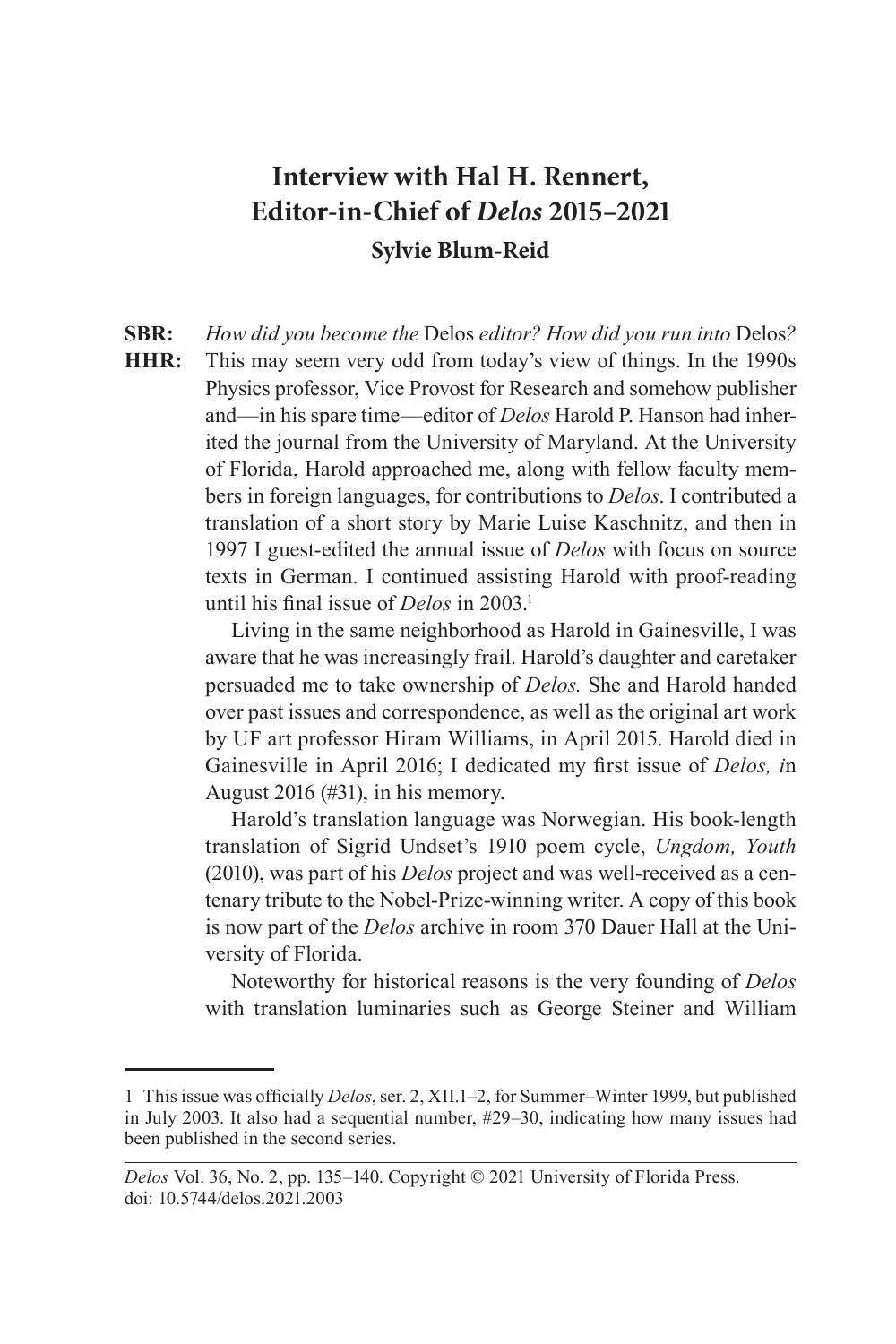# Interview with Hal H. Rennert, Editor-in-Chief of *Delos* 2015–2021

**Sylvie Blum-Reid**

**SBR:** *How did you become the* Delos *editor? How did you run into* Delos*?*

**HHR:** This may seem very odd from today's view of things. In the 1990s Physics professor, Vice Provost for Research and somehow publisher and—in his spare time—editor of *Delos* Harold P. Hanson had inherited the journal from the University of Maryland. At the University of Florida, Harold approached me, along with fellow faculty members in foreign languages, for contributions to *Delos*. I contributed a translation of a short story by Marie Luise Kaschnitz, and then in 1997 I guest-edited the annual issue of *Delos* with focus on source texts in German. I continued assisting Harold with proof-reading until his final issue of *Delos* in 2003.[1]

Living in the same neighborhood as Harold in Gainesville, I was aware that he was increasingly frail. Harold's daughter and caretaker persuaded me to take ownership of *Delos.* She and Harold handed over past issues and correspondence, as well as the original art work by UF art professor Hiram Williams, in April 2015. Harold died in Gainesville in April 2016; I dedicated my first issue of *Delos, i*n August 2016 (#31), in his memory.

Harold's translation language was Norwegian. His book-length translation of Sigrid Undset's 1910 poem cycle, *Ungdom, Youth* (2010), was part of his *Delos* project and was well-received as a centenary tribute to the Nobel-Prize-winning writer. A copy of this book is now part of the *Delos* archive in room 370 Dauer Hall at the University of Florida.

Noteworthy for historical reasons is the very founding of *Delos* with translation luminaries such as George Steiner and William

---

[1] This issue was officially *Delos*, ser. 2, XII.1–2, for Summer–Winter 1999, but published in July 2003. It also had a sequential number, #29–30, indicating how many issues had been published in the second series.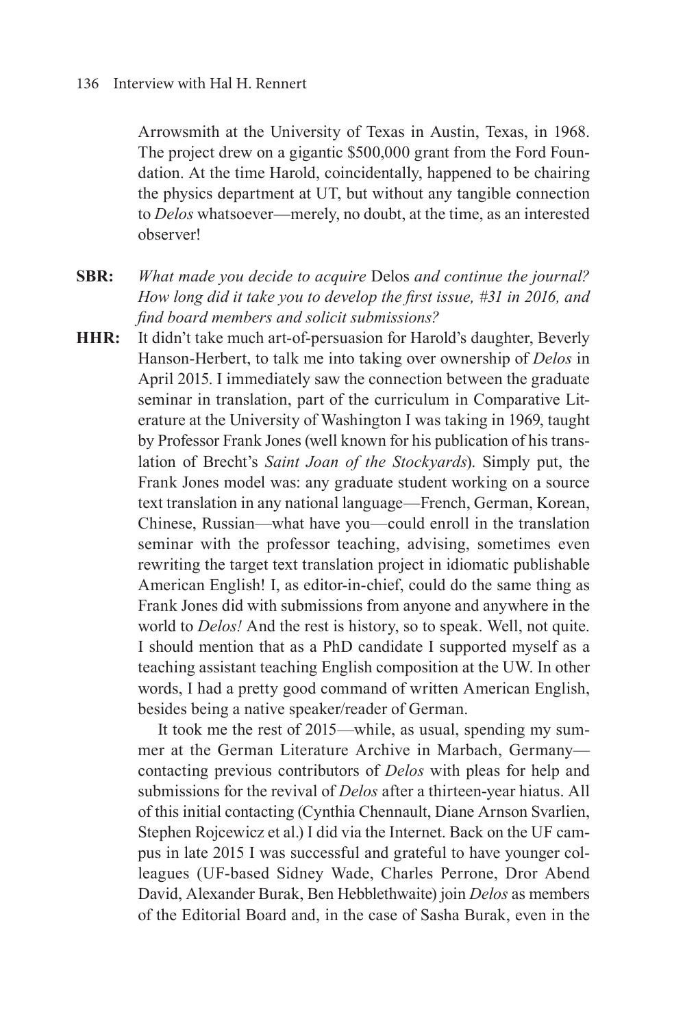Arrowsmith at the University of Texas in Austin, Texas, in 1968. The project drew on a gigantic $500,000 grant from the Ford Foundation. At the time Harold, coincidentally, happened to be chairing the physics department at UT, but without any tangible connection to *Delos* whatsoever—merely, no doubt, at the time, as an interested observer!

**SBR:** *What made you decide to acquire* Delos *and continue the journal? How long did it take you to develop the first issue, #31 in 2016, and find board members and solicit submissions?*

**HHR:** It didn't take much art-of-persuasion for Harold's daughter, Beverly Hanson-Herbert, to talk me into taking over ownership of *Delos* in April 2015. I immediately saw the connection between the graduate seminar in translation, part of the curriculum in Comparative Literature at the University of Washington I was taking in 1969, taught by Professor Frank Jones (well known for his publication of his translation of Brecht's *Saint Joan of the Stockyards*). Simply put, the Frank Jones model was: any graduate student working on a source text translation in any national language—French, German, Korean, Chinese, Russian—what have you—could enroll in the translation seminar with the professor teaching, advising, sometimes even rewriting the target text translation project in idiomatic publishable American English! I, as editor-in-chief, could do the same thing as Frank Jones did with submissions from anyone and anywhere in the world to *Delos!* And the rest is history, so to speak. Well, not quite. I should mention that as a PhD candidate I supported myself as a teaching assistant teaching English composition at the UW. In other words, I had a pretty good command of written American English, besides being a native speaker/reader of German.

It took me the rest of 2015—while, as usual, spending my summer at the German Literature Archive in Marbach, Germany—contacting previous contributors of *Delos* with pleas for help and submissions for the revival of *Delos* after a thirteen-year hiatus. All of this initial contacting (Cynthia Chennault, Diane Arnson Svarlien, Stephen Rojcewicz et al.) I did via the Internet. Back on the UF campus in late 2015 I was successful and grateful to have younger colleagues (UF-based Sidney Wade, Charles Perrone, Dror Abend David, Alexander Burak, Ben Hebblethwaite) join *Delos* as members of the Editorial Board and, in the case of Sasha Burak, even in the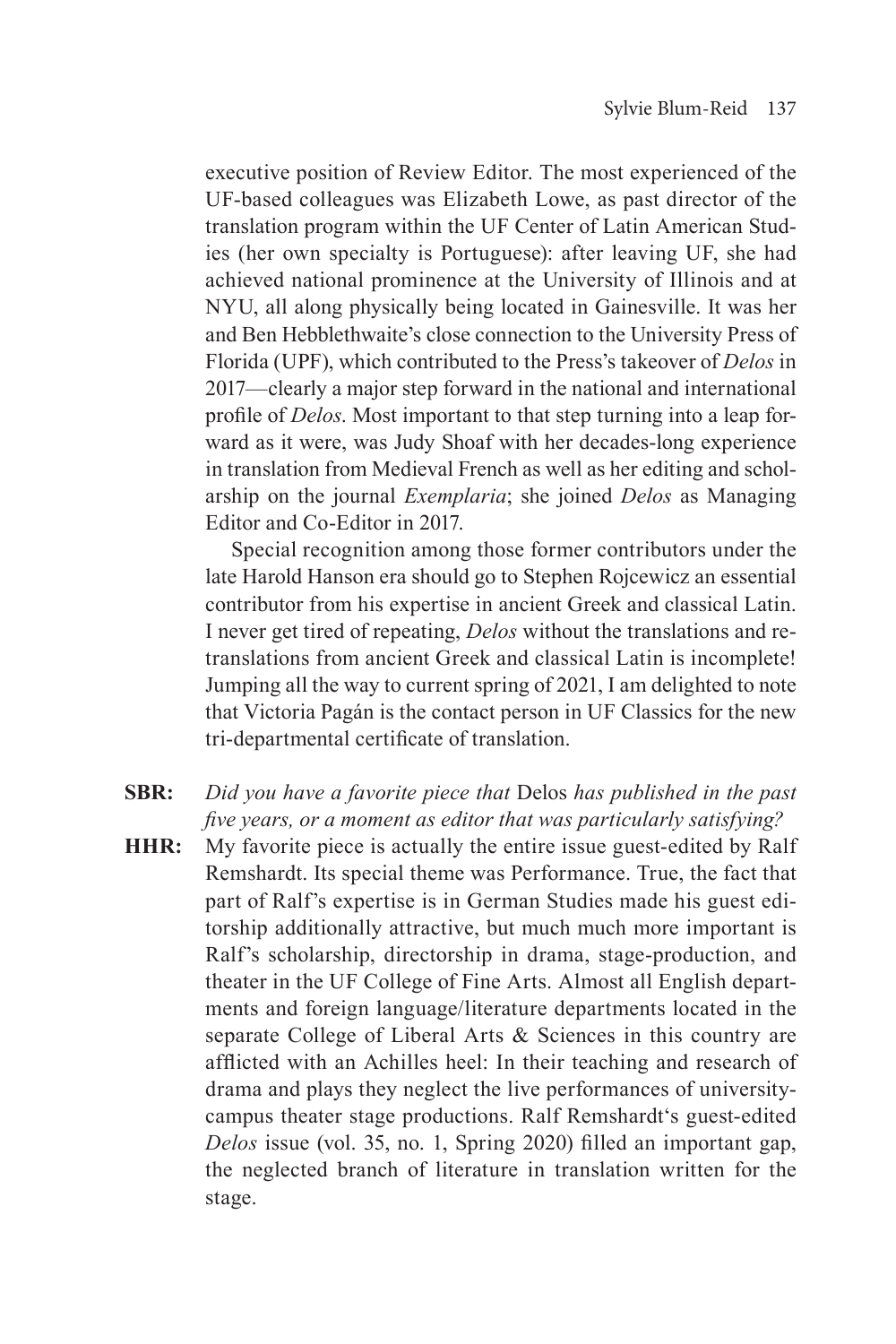executive position of Review Editor. The most experienced of the UF-based colleagues was Elizabeth Lowe, as past director of the translation program within the UF Center of Latin American Studies (her own specialty is Portuguese): after leaving UF, she had achieved national prominence at the University of Illinois and at NYU, all along physically being located in Gainesville. It was her and Ben Hebblethwaite's close connection to the University Press of Florida (UPF), which contributed to the Press's takeover of *Delos* in 2017—clearly a major step forward in the national and international profile of *Delos*. Most important to that step turning into a leap forward as it were, was Judy Shoaf with her decades-long experience in translation from Medieval French as well as her editing and scholarship on the journal *Exemplaria*; she joined *Delos* as Managing Editor and Co-Editor in 2017.

Special recognition among those former contributors under the late Harold Hanson era should go to Stephen Rojcewicz an essential contributor from his expertise in ancient Greek and classical Latin. I never get tired of repeating, *Delos* without the translations and re-translations from ancient Greek and classical Latin is incomplete! Jumping all the way to current spring of 2021, I am delighted to note that Victoria Pagán is the contact person in UF Classics for the new tri-departmental certificate of translation.

**SBR:** *Did you have a favorite piece that* Delos *has published in the past five years, or a moment as editor that was particularly satisfying?*

**HHR:** My favorite piece is actually the entire issue guest-edited by Ralf Remshardt. Its special theme was Performance. True, the fact that part of Ralf's expertise is in German Studies made his guest editorship additionally attractive, but much much more important is Ralf's scholarship, directorship in drama, stage-production, and theater in the UF College of Fine Arts. Almost all English departments and foreign language/literature departments located in the separate College of Liberal Arts & Sciences in this country are afflicted with an Achilles heel: In their teaching and research of drama and plays they neglect the live performances of university-campus theater stage productions. Ralf Remshardt's guest-edited *Delos* issue (vol. 35, no. 1, Spring 2020) filled an important gap, the neglected branch of literature in translation written for the stage.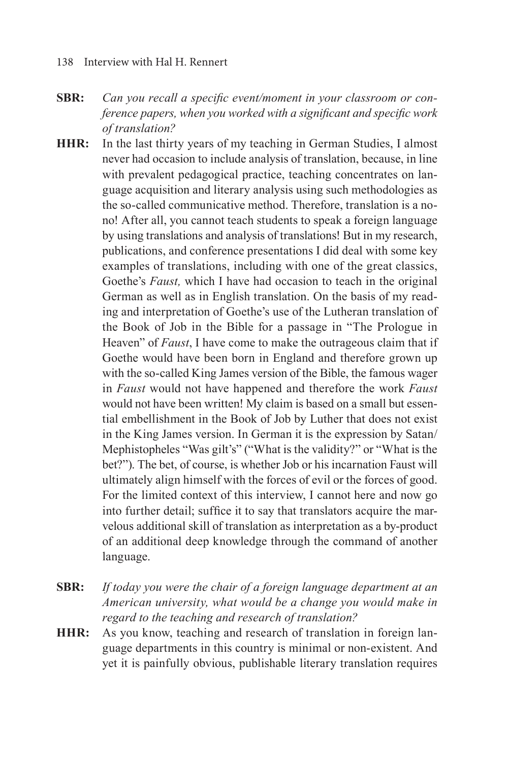**SBR:** *Can you recall a specific event/moment in your classroom or conference papers, when you worked with a significant and specific work of translation?*

**HHR:** In the last thirty years of my teaching in German Studies, I almost never had occasion to include analysis of translation, because, in line with prevalent pedagogical practice, teaching concentrates on language acquisition and literary analysis using such methodologies as the so-called communicative method. Therefore, translation is a no-no! After all, you cannot teach students to speak a foreign language by using translations and analysis of translations! But in my research, publications, and conference presentations I did deal with some key examples of translations, including with one of the great classics, Goethe's *Faust,* which I have had occasion to teach in the original German as well as in English translation. On the basis of my reading and interpretation of Goethe's use of the Lutheran translation of the Book of Job in the Bible for a passage in "The Prologue in Heaven" of *Faust*, I have come to make the outrageous claim that if Goethe would have been born in England and therefore grown up with the so-called King James version of the Bible, the famous wager in *Faust* would not have happened and therefore the work *Faust* would not have been written! My claim is based on a small but essential embellishment in the Book of Job by Luther that does not exist in the King James version. In German it is the expression by Satan/Mephistopheles "Was gilt's" ("What is the validity?" or "What is the bet?"). The bet, of course, is whether Job or his incarnation Faust will ultimately align himself with the forces of evil or the forces of good. For the limited context of this interview, I cannot here and now go into further detail; suffice it to say that translators acquire the marvelous additional skill of translation as interpretation as a by-product of an additional deep knowledge through the command of another language.

**SBR:** *If today you were the chair of a foreign language department at an American university, what would be a change you would make in regard to the teaching and research of translation?*

**HHR:** As you know, teaching and research of translation in foreign language departments in this country is minimal or non-existent. And yet it is painfully obvious, publishable literary translation requires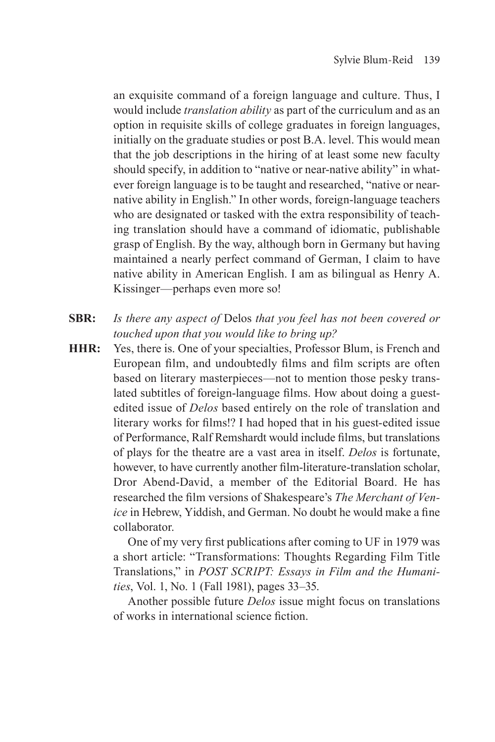an exquisite command of a foreign language and culture. Thus, I would include *translation ability* as part of the curriculum and as an option in requisite skills of college graduates in foreign languages, initially on the graduate studies or post B.A. level. This would mean that the job descriptions in the hiring of at least some new faculty should specify, in addition to "native or near-native ability" in whatever foreign language is to be taught and researched, "native or near-native ability in English." In other words, foreign-language teachers who are designated or tasked with the extra responsibility of teaching translation should have a command of idiomatic, publishable grasp of English. By the way, although born in Germany but having maintained a nearly perfect command of German, I claim to have native ability in American English. I am as bilingual as Henry A. Kissinger—perhaps even more so!

**SBR:** *Is there any aspect of* Delos *that you feel has not been covered or touched upon that you would like to bring up?*

**HHR:** Yes, there is. One of your specialties, Professor Blum, is French and European film, and undoubtedly films and film scripts are often based on literary masterpieces—not to mention those pesky translated subtitles of foreign-language films. How about doing a guest-edited issue of *Delos* based entirely on the role of translation and literary works for films!? I had hoped that in his guest-edited issue of Performance, Ralf Remshardt would include films, but translations of plays for the theatre are a vast area in itself. *Delos* is fortunate, however, to have currently another film-literature-translation scholar, Dror Abend-David, a member of the Editorial Board. He has researched the film versions of Shakespeare's *The Merchant of Venice* in Hebrew, Yiddish, and German. No doubt he would make a fine collaborator.

One of my very first publications after coming to UF in 1979 was a short article: "Transformations: Thoughts Regarding Film Title Translations," in *POST SCRIPT: Essays in Film and the Humanities*, Vol. 1, No. 1 (Fall 1981), pages 33–35.

Another possible future *Delos* issue might focus on translations of works in international science fiction.